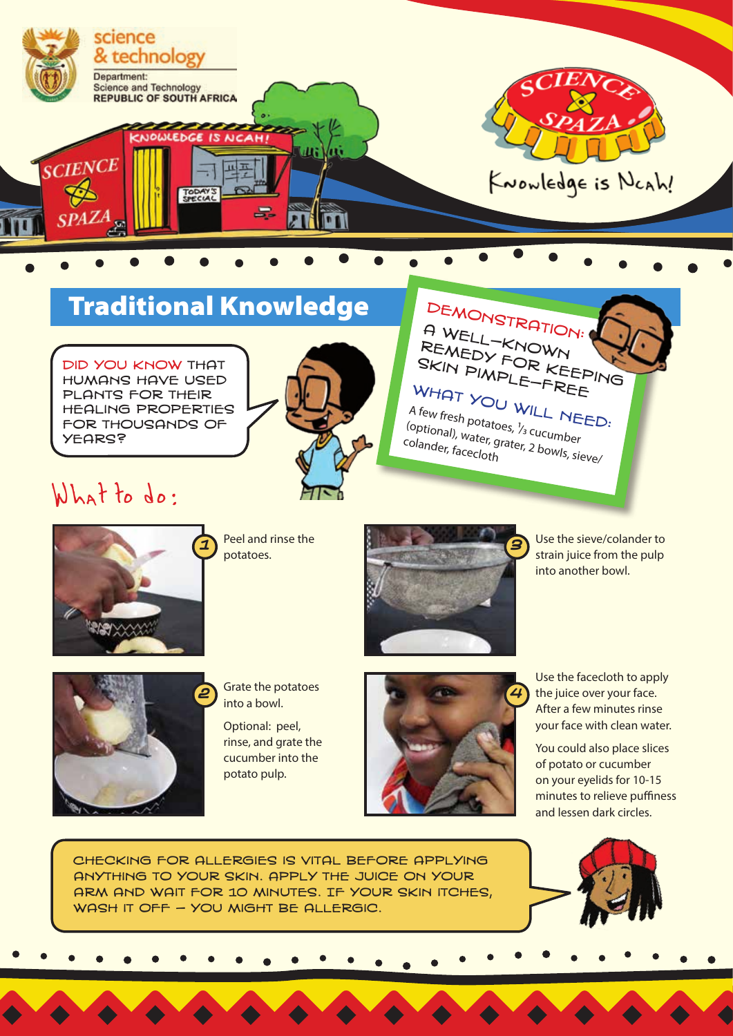science & technology

Department: Science and Technology REPUBLIC OF SOUTH AFRICA

Knowledge is Ncah!

# Traditional Knowledge

DID YOU KNOW THAT HUMANS HAVE USED PLANTS FOR THEIR HEALING PROPERTIES FOR THOUSANDS OF YEARS?

## DEMONSTRATION: A WELL-KNOWN REMEDY FOR KEEPING SKIN PIMPLE-FREE

### WHAT YOU WILL NEED:

A few fresh potatoes, ⅓ cucumber (optional), water, grater, 2 bowls, sieve/colander, facecloth

## What to do:

1. Peel and rinse the potatoes.

2. Grate the potatoes into a bowl.

   Optional: peel, rinse, and grate the cucumber into the potato pulp.

3. Use the sieve/colander to strain juice from the pulp into another bowl.

4. Use the facecloth to apply the juice over your face. After a few minutes rinse your face with clean water.

   You could also place slices of potato or cucumber on your eyelids for 10-15 minutes to relieve puffiness and lessen dark circles.

CHECKING FOR ALLERGIES IS VITAL BEFORE APPLYING ANYTHING TO YOUR SKIN. APPLY THE JUICE ON YOUR ARM AND WAIT FOR 10 MINUTES. IF YOUR SKIN ITCHES, WASH IT OFF – YOU MIGHT BE ALLERGIC.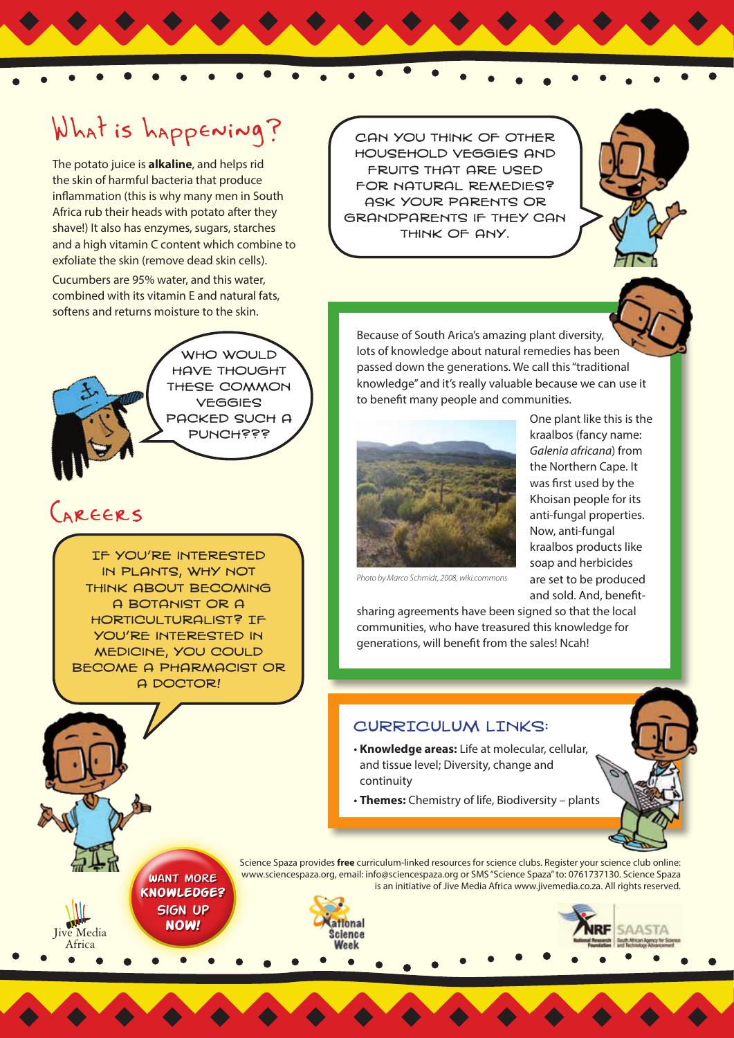# What is happening?

The potato juice is **alkaline**, and helps rid the skin of harmful bacteria that produce inflammation (this is why many men in South Africa rub their heads with potato after they shave!) It also has enzymes, sugars, starches and a high vitamin C content which combine to exfoliate the skin (remove dead skin cells).

Cucumbers are 95% water, and this water, combined with its vitamin E and natural fats, softens and returns moisture to the skin.

WHO WOULD HAVE THOUGHT THESE COMMON VEGGIES PACKED SUCH A PUNCH???

CAN YOU THINK OF OTHER HOUSEHOLD VEGGIES AND FRUITS THAT ARE USED FOR NATURAL REMEDIES? ASK YOUR PARENTS OR GRANDPARENTS IF THEY CAN THINK OF ANY.

Because of South Arica's amazing plant diversity, lots of knowledge about natural remedies has been passed down the generations. We call this "traditional knowledge" and it's really valuable because we can use it to benefit many people and communities.

One plant like this is the kraalbos (fancy name: *Galenia africana*) from the Northern Cape. It was first used by the Khoisan people for its anti-fungal properties. Now, anti-fungal kraalbos products like soap and herbicides are set to be produced and sold. And, benefit-sharing agreements have been signed so that the local communities, who have treasured this knowledge for generations, will benefit from the sales! Ncah!

*Photo by Marco Schmidt, 2008, wiki.commons*

## Careers

IF YOU'RE INTERESTED IN PLANTS, WHY NOT THINK ABOUT BECOMING A BOTANIST OR A HORTICULTURALIST? IF YOU'RE INTERESTED IN MEDICINE, YOU COULD BECOME A PHARMACIST OR A DOCTOR!

### CURRICULUM LINKS:

- **Knowledge areas:** Life at molecular, cellular, and tissue level; Diversity, change and continuity
- **Themes:** Chemistry of life, Biodiversity – plants

WANT MORE KNOWLEDGE? SIGN UP NOW!

Science Spaza provides **free** curriculum-linked resources for science clubs. Register your science club online: www.sciencespaza.org, email: info@sciencespaza.org or SMS "Science Spaza" to: 0761737130. Science Spaza is an initiative of Jive Media Africa www.jivemedia.co.za. All rights reserved.

Jive Media Africa

National Science Week

NRF National Research Foundation | SAASTA South African Agency for Science and Technology Advancement